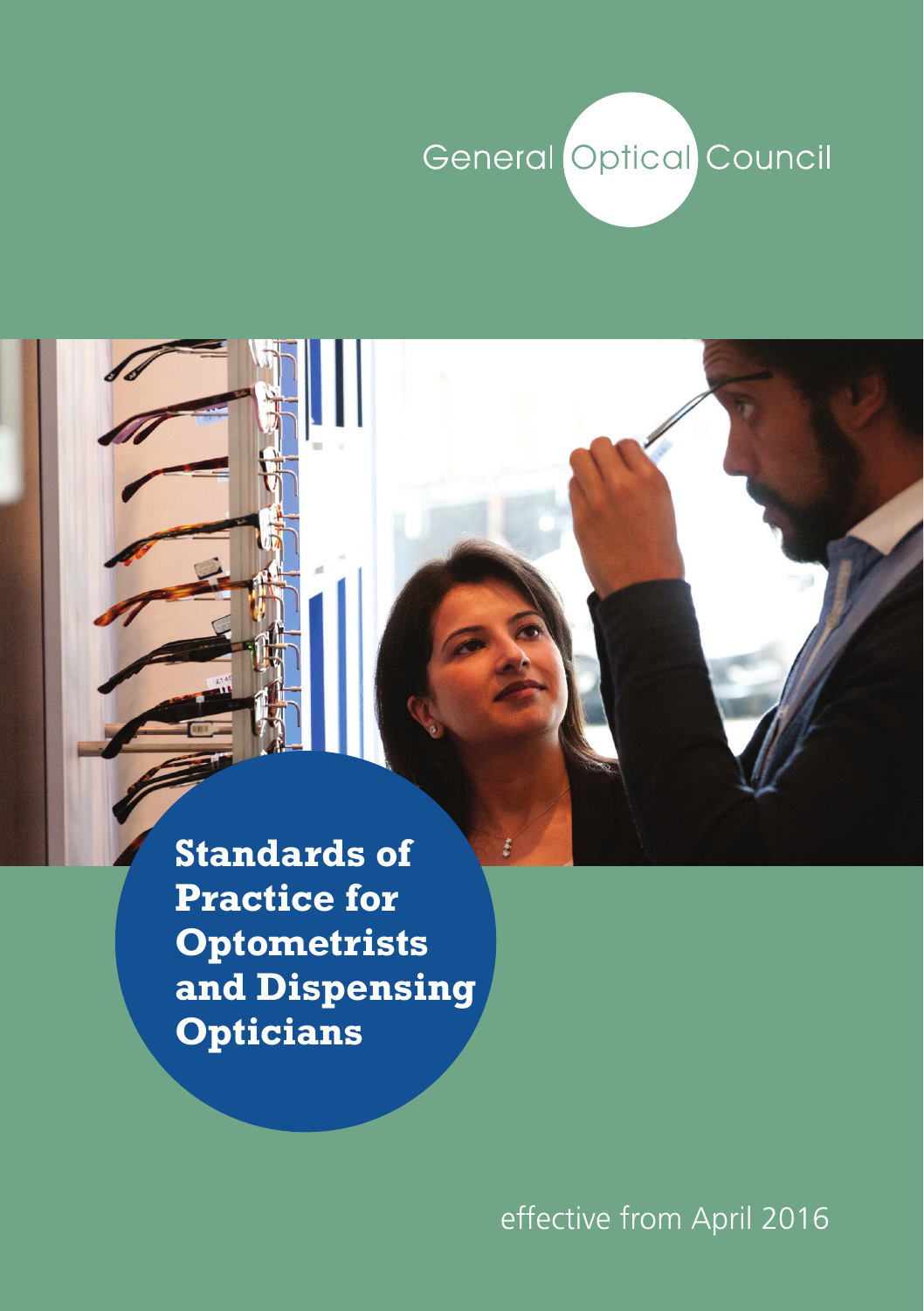General Optical Council

# Standards of Practice for Optometrists and Dispensing Opticians

effective from April 2016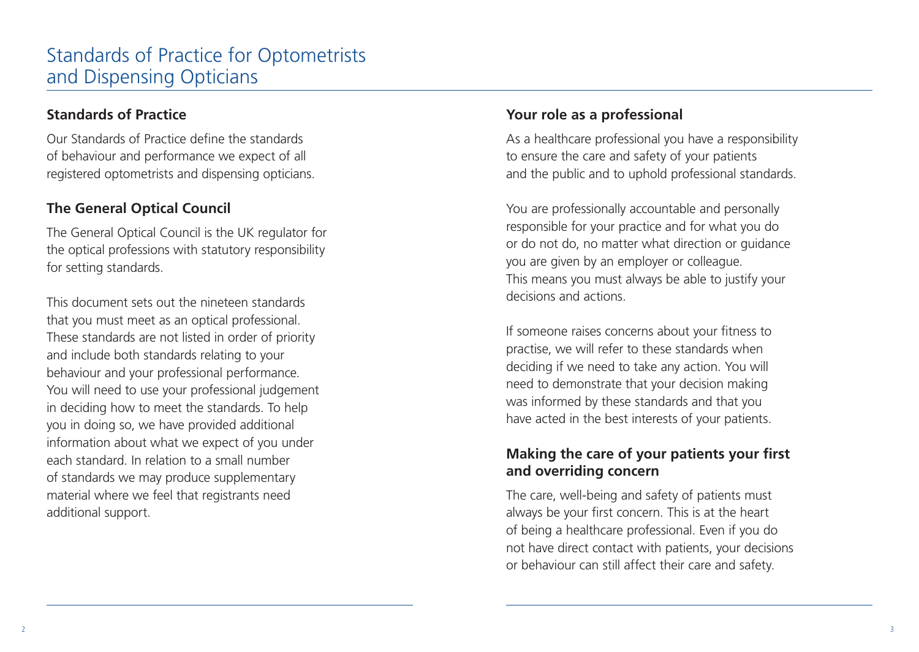# Standards of Practice for Optometrists and Dispensing Opticians

## Standards of Practice

Our Standards of Practice define the standards of behaviour and performance we expect of all registered optometrists and dispensing opticians.

## The General Optical Council

The General Optical Council is the UK regulator for the optical professions with statutory responsibility for setting standards.

This document sets out the nineteen standards that you must meet as an optical professional. These standards are not listed in order of priority and include both standards relating to your behaviour and your professional performance. You will need to use your professional judgement in deciding how to meet the standards. To help you in doing so, we have provided additional information about what we expect of you under each standard. In relation to a small number of standards we may produce supplementary material where we feel that registrants need additional support.

## Your role as a professional

As a healthcare professional you have a responsibility to ensure the care and safety of your patients and the public and to uphold professional standards.

You are professionally accountable and personally responsible for your practice and for what you do or do not do, no matter what direction or guidance you are given by an employer or colleague. This means you must always be able to justify your decisions and actions.

If someone raises concerns about your fitness to practise, we will refer to these standards when deciding if we need to take any action. You will need to demonstrate that your decision making was informed by these standards and that you have acted in the best interests of your patients.

## Making the care of your patients your first and overriding concern

The care, well-being and safety of patients must always be your first concern. This is at the heart of being a healthcare professional. Even if you do not have direct contact with patients, your decisions or behaviour can still affect their care and safety.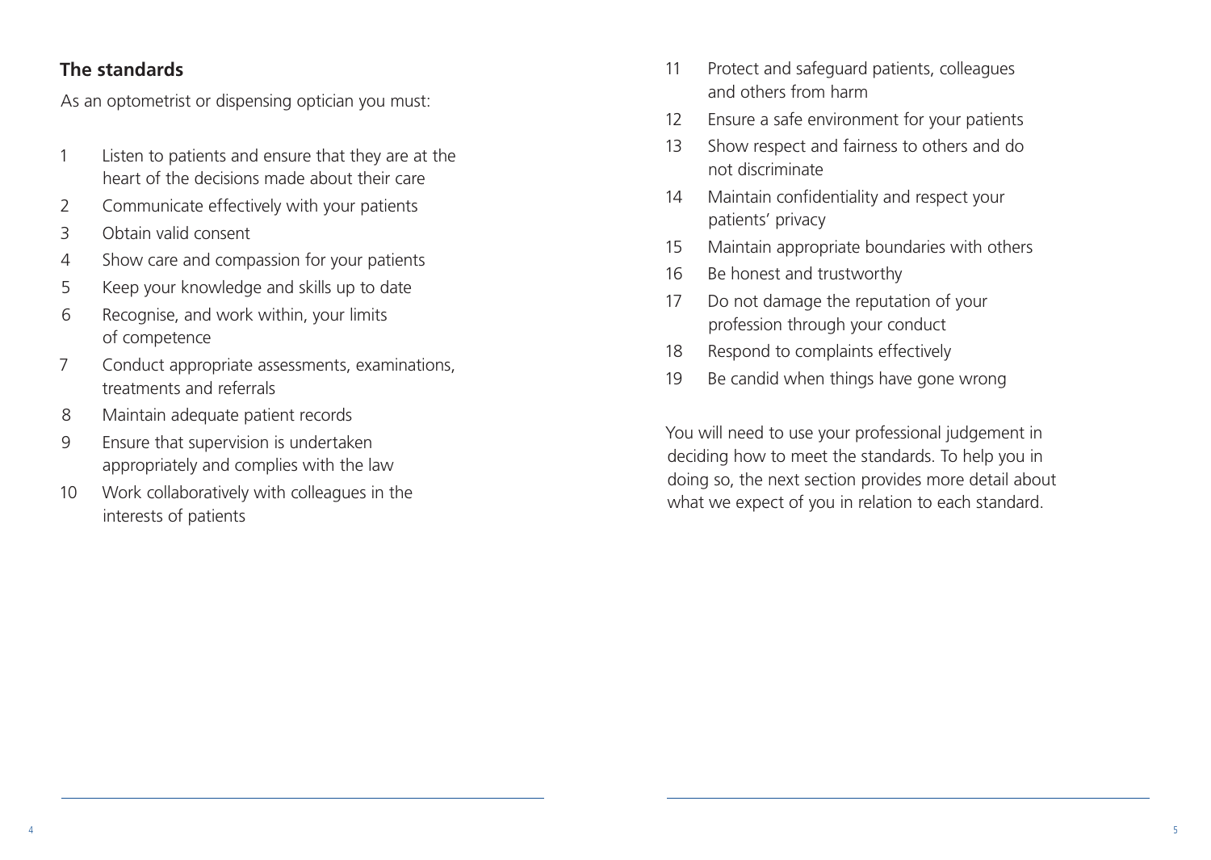## The standards

As an optometrist or dispensing optician you must:

1. Listen to patients and ensure that they are at the heart of the decisions made about their care
2. Communicate effectively with your patients
3. Obtain valid consent
4. Show care and compassion for your patients
5. Keep your knowledge and skills up to date
6. Recognise, and work within, your limits of competence
7. Conduct appropriate assessments, examinations, treatments and referrals
8. Maintain adequate patient records
9. Ensure that supervision is undertaken appropriately and complies with the law
10. Work collaboratively with colleagues in the interests of patients
11. Protect and safeguard patients, colleagues and others from harm
12. Ensure a safe environment for your patients
13. Show respect and fairness to others and do not discriminate
14. Maintain confidentiality and respect your patients' privacy
15. Maintain appropriate boundaries with others
16. Be honest and trustworthy
17. Do not damage the reputation of your profession through your conduct
18. Respond to complaints effectively
19. Be candid when things have gone wrong

You will need to use your professional judgement in deciding how to meet the standards. To help you in doing so, the next section provides more detail about what we expect of you in relation to each standard.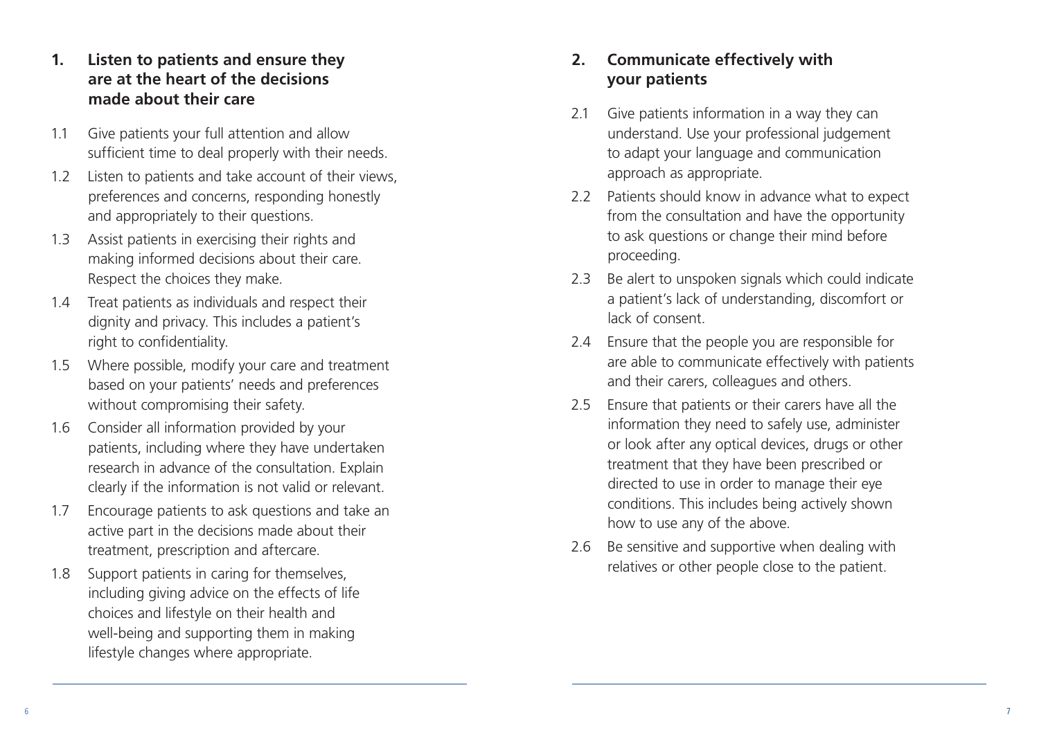## 1. Listen to patients and ensure they are at the heart of the decisions made about their care

1.1 Give patients your full attention and allow sufficient time to deal properly with their needs.

1.2 Listen to patients and take account of their views, preferences and concerns, responding honestly and appropriately to their questions.

1.3 Assist patients in exercising their rights and making informed decisions about their care. Respect the choices they make.

1.4 Treat patients as individuals and respect their dignity and privacy. This includes a patient's right to confidentiality.

1.5 Where possible, modify your care and treatment based on your patients' needs and preferences without compromising their safety.

1.6 Consider all information provided by your patients, including where they have undertaken research in advance of the consultation. Explain clearly if the information is not valid or relevant.

1.7 Encourage patients to ask questions and take an active part in the decisions made about their treatment, prescription and aftercare.

1.8 Support patients in caring for themselves, including giving advice on the effects of life choices and lifestyle on their health and well-being and supporting them in making lifestyle changes where appropriate.

## 2. Communicate effectively with your patients

2.1 Give patients information in a way they can understand. Use your professional judgement to adapt your language and communication approach as appropriate.

2.2 Patients should know in advance what to expect from the consultation and have the opportunity to ask questions or change their mind before proceeding.

2.3 Be alert to unspoken signals which could indicate a patient's lack of understanding, discomfort or lack of consent.

2.4 Ensure that the people you are responsible for are able to communicate effectively with patients and their carers, colleagues and others.

2.5 Ensure that patients or their carers have all the information they need to safely use, administer or look after any optical devices, drugs or other treatment that they have been prescribed or directed to use in order to manage their eye conditions. This includes being actively shown how to use any of the above.

2.6 Be sensitive and supportive when dealing with relatives or other people close to the patient.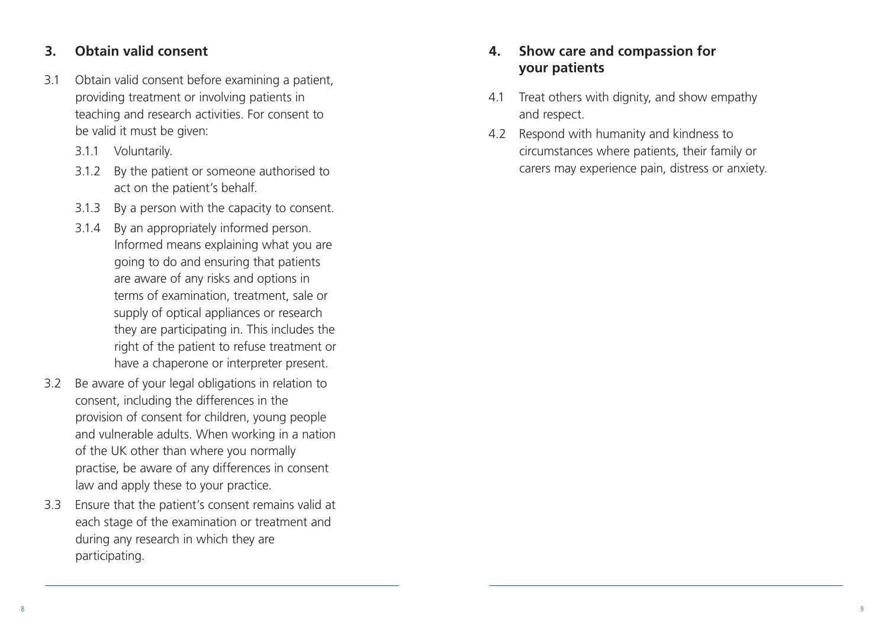## 3. Obtain valid consent

3.1 Obtain valid consent before examining a patient, providing treatment or involving patients in teaching and research activities. For consent to be valid it must be given:

- 3.1.1 Voluntarily.
- 3.1.2 By the patient or someone authorised to act on the patient's behalf.
- 3.1.3 By a person with the capacity to consent.
- 3.1.4 By an appropriately informed person. Informed means explaining what you are going to do and ensuring that patients are aware of any risks and options in terms of examination, treatment, sale or supply of optical appliances or research they are participating in. This includes the right of the patient to refuse treatment or have a chaperone or interpreter present.

3.2 Be aware of your legal obligations in relation to consent, including the differences in the provision of consent for children, young people and vulnerable adults. When working in a nation of the UK other than where you normally practise, be aware of any differences in consent law and apply these to your practice.

3.3 Ensure that the patient's consent remains valid at each stage of the examination or treatment and during any research in which they are participating.

## 4. Show care and compassion for your patients

4.1 Treat others with dignity, and show empathy and respect.

4.2 Respond with humanity and kindness to circumstances where patients, their family or carers may experience pain, distress or anxiety.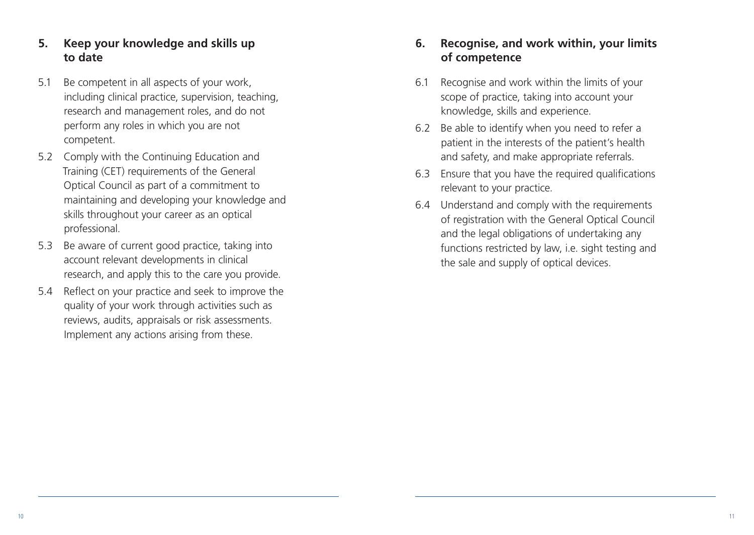## 5. Keep your knowledge and skills up to date

5.1 Be competent in all aspects of your work, including clinical practice, supervision, teaching, research and management roles, and do not perform any roles in which you are not competent.

5.2 Comply with the Continuing Education and Training (CET) requirements of the General Optical Council as part of a commitment to maintaining and developing your knowledge and skills throughout your career as an optical professional.

5.3 Be aware of current good practice, taking into account relevant developments in clinical research, and apply this to the care you provide.

5.4 Reflect on your practice and seek to improve the quality of your work through activities such as reviews, audits, appraisals or risk assessments. Implement any actions arising from these.

## 6. Recognise, and work within, your limits of competence

6.1 Recognise and work within the limits of your scope of practice, taking into account your knowledge, skills and experience.

6.2 Be able to identify when you need to refer a patient in the interests of the patient's health and safety, and make appropriate referrals.

6.3 Ensure that you have the required qualifications relevant to your practice.

6.4 Understand and comply with the requirements of registration with the General Optical Council and the legal obligations of undertaking any functions restricted by law, i.e. sight testing and the sale and supply of optical devices.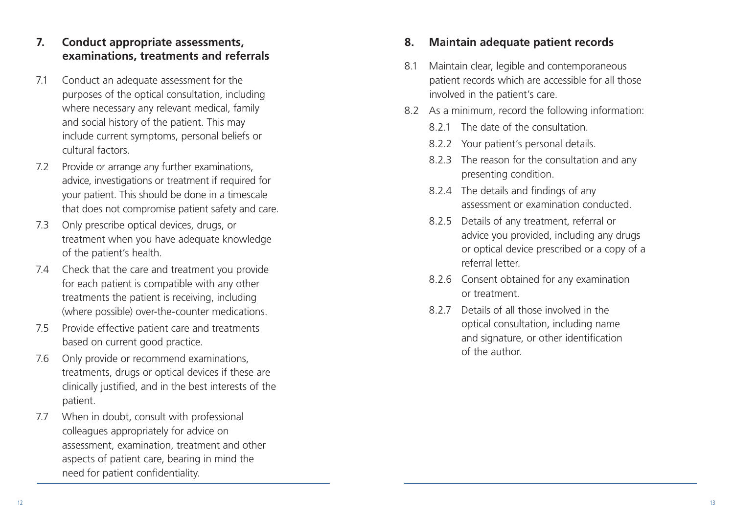## 7. Conduct appropriate assessments, examinations, treatments and referrals

7.1 Conduct an adequate assessment for the purposes of the optical consultation, including where necessary any relevant medical, family and social history of the patient. This may include current symptoms, personal beliefs or cultural factors.

7.2 Provide or arrange any further examinations, advice, investigations or treatment if required for your patient. This should be done in a timescale that does not compromise patient safety and care.

7.3 Only prescribe optical devices, drugs, or treatment when you have adequate knowledge of the patient's health.

7.4 Check that the care and treatment you provide for each patient is compatible with any other treatments the patient is receiving, including (where possible) over-the-counter medications.

7.5 Provide effective patient care and treatments based on current good practice.

7.6 Only provide or recommend examinations, treatments, drugs or optical devices if these are clinically justified, and in the best interests of the patient.

7.7 When in doubt, consult with professional colleagues appropriately for advice on assessment, examination, treatment and other aspects of patient care, bearing in mind the need for patient confidentiality.

## 8. Maintain adequate patient records

8.1 Maintain clear, legible and contemporaneous patient records which are accessible for all those involved in the patient's care.

8.2 As a minimum, record the following information:

- 8.2.1 The date of the consultation.
- 8.2.2 Your patient's personal details.
- 8.2.3 The reason for the consultation and any presenting condition.
- 8.2.4 The details and findings of any assessment or examination conducted.
- 8.2.5 Details of any treatment, referral or advice you provided, including any drugs or optical device prescribed or a copy of a referral letter.
- 8.2.6 Consent obtained for any examination or treatment.
- 8.2.7 Details of all those involved in the optical consultation, including name and signature, or other identification of the author.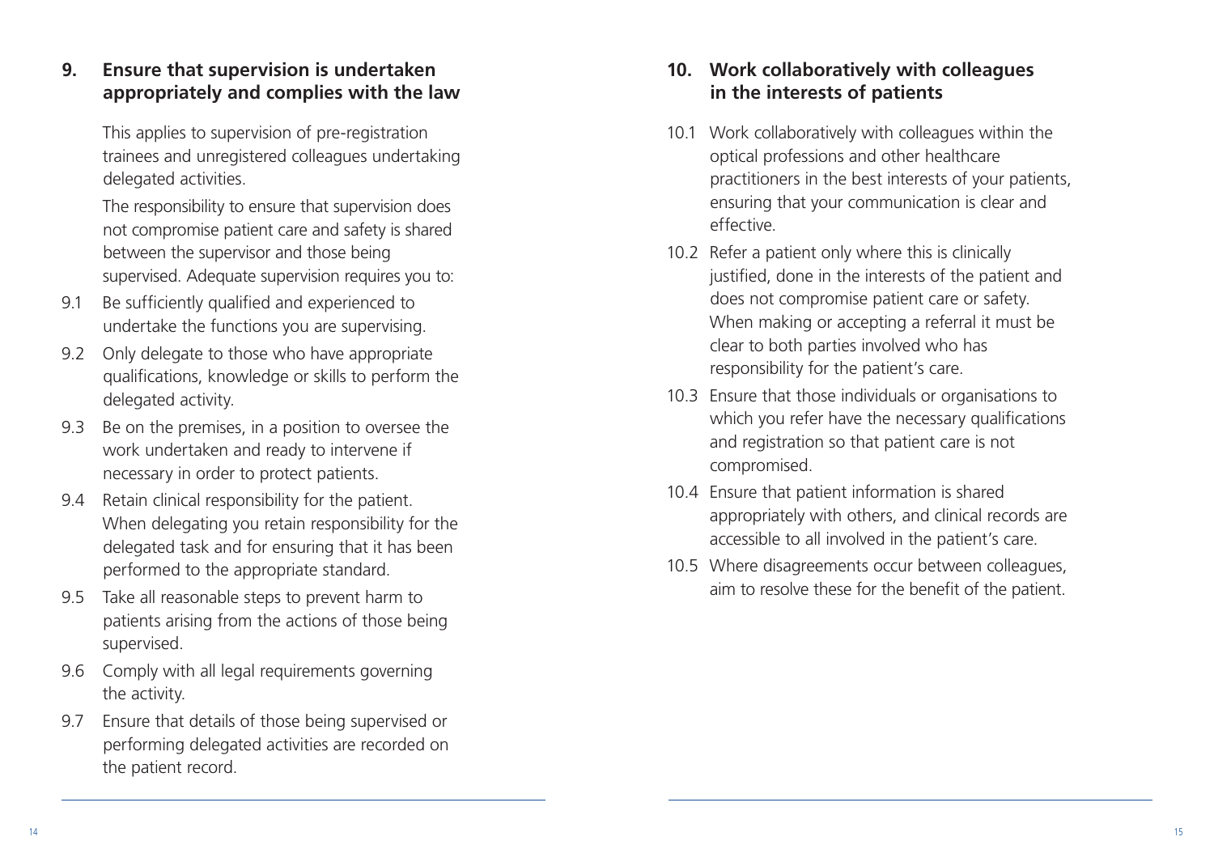## 9. Ensure that supervision is undertaken appropriately and complies with the law

This applies to supervision of pre-registration trainees and unregistered colleagues undertaking delegated activities.

The responsibility to ensure that supervision does not compromise patient care and safety is shared between the supervisor and those being supervised. Adequate supervision requires you to:

- 9.1 Be sufficiently qualified and experienced to undertake the functions you are supervising.
- 9.2 Only delegate to those who have appropriate qualifications, knowledge or skills to perform the delegated activity.
- 9.3 Be on the premises, in a position to oversee the work undertaken and ready to intervene if necessary in order to protect patients.
- 9.4 Retain clinical responsibility for the patient. When delegating you retain responsibility for the delegated task and for ensuring that it has been performed to the appropriate standard.
- 9.5 Take all reasonable steps to prevent harm to patients arising from the actions of those being supervised.
- 9.6 Comply with all legal requirements governing the activity.
- 9.7 Ensure that details of those being supervised or performing delegated activities are recorded on the patient record.

## 10. Work collaboratively with colleagues in the interests of patients

- 10.1 Work collaboratively with colleagues within the optical professions and other healthcare practitioners in the best interests of your patients, ensuring that your communication is clear and effective.
- 10.2 Refer a patient only where this is clinically justified, done in the interests of the patient and does not compromise patient care or safety. When making or accepting a referral it must be clear to both parties involved who has responsibility for the patient's care.
- 10.3 Ensure that those individuals or organisations to which you refer have the necessary qualifications and registration so that patient care is not compromised.
- 10.4 Ensure that patient information is shared appropriately with others, and clinical records are accessible to all involved in the patient's care.
- 10.5 Where disagreements occur between colleagues, aim to resolve these for the benefit of the patient.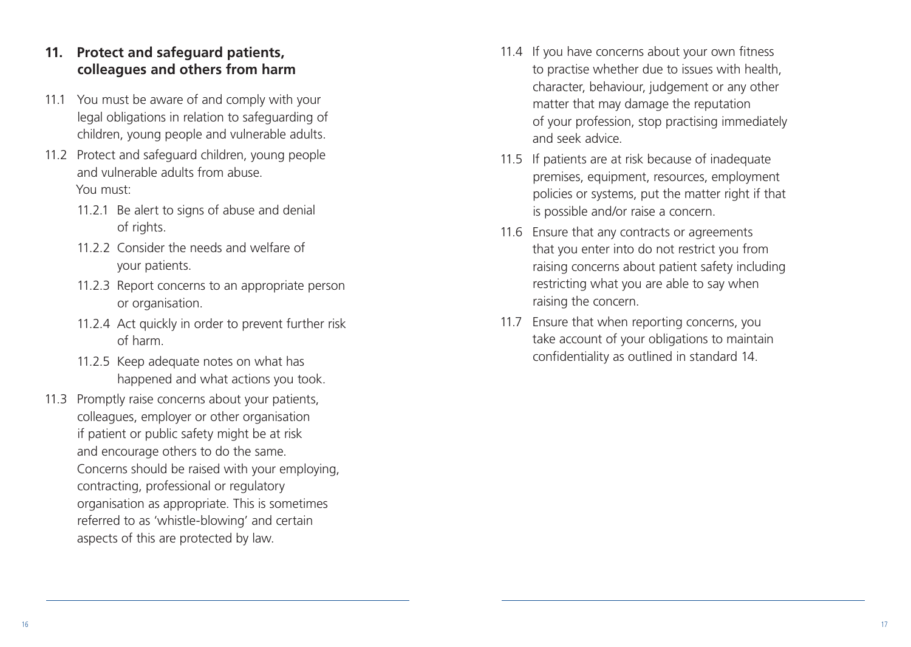## 11. Protect and safeguard patients, colleagues and others from harm

11.1 You must be aware of and comply with your legal obligations in relation to safeguarding of children, young people and vulnerable adults.

11.2 Protect and safeguard children, young people and vulnerable adults from abuse.
You must:

- 11.2.1 Be alert to signs of abuse and denial of rights.
- 11.2.2 Consider the needs and welfare of your patients.
- 11.2.3 Report concerns to an appropriate person or organisation.
- 11.2.4 Act quickly in order to prevent further risk of harm.
- 11.2.5 Keep adequate notes on what has happened and what actions you took.

11.3 Promptly raise concerns about your patients, colleagues, employer or other organisation if patient or public safety might be at risk and encourage others to do the same. Concerns should be raised with your employing, contracting, professional or regulatory organisation as appropriate. This is sometimes referred to as 'whistle-blowing' and certain aspects of this are protected by law.

11.4 If you have concerns about your own fitness to practise whether due to issues with health, character, behaviour, judgement or any other matter that may damage the reputation of your profession, stop practising immediately and seek advice.

11.5 If patients are at risk because of inadequate premises, equipment, resources, employment policies or systems, put the matter right if that is possible and/or raise a concern.

11.6 Ensure that any contracts or agreements that you enter into do not restrict you from raising concerns about patient safety including restricting what you are able to say when raising the concern.

11.7 Ensure that when reporting concerns, you take account of your obligations to maintain confidentiality as outlined in standard 14.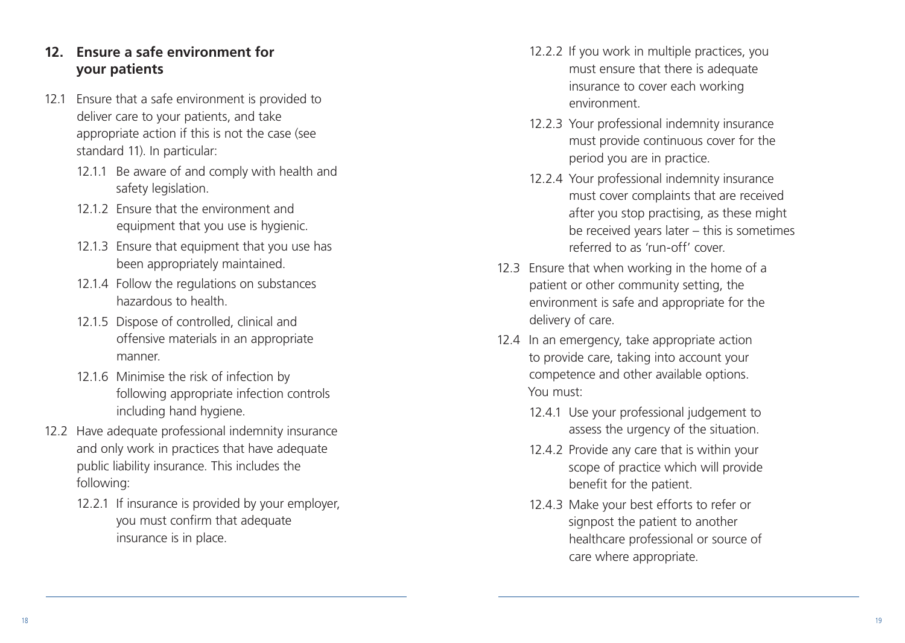## 12. Ensure a safe environment for your patients

12.1 Ensure that a safe environment is provided to deliver care to your patients, and take appropriate action if this is not the case (see standard 11). In particular:

- 12.1.1 Be aware of and comply with health and safety legislation.
- 12.1.2 Ensure that the environment and equipment that you use is hygienic.
- 12.1.3 Ensure that equipment that you use has been appropriately maintained.
- 12.1.4 Follow the regulations on substances hazardous to health.
- 12.1.5 Dispose of controlled, clinical and offensive materials in an appropriate manner.
- 12.1.6 Minimise the risk of infection by following appropriate infection controls including hand hygiene.

12.2 Have adequate professional indemnity insurance and only work in practices that have adequate public liability insurance. This includes the following:

- 12.2.1 If insurance is provided by your employer, you must confirm that adequate insurance is in place.
- 12.2.2 If you work in multiple practices, you must ensure that there is adequate insurance to cover each working environment.
- 12.2.3 Your professional indemnity insurance must provide continuous cover for the period you are in practice.
- 12.2.4 Your professional indemnity insurance must cover complaints that are received after you stop practising, as these might be received years later – this is sometimes referred to as 'run-off' cover.

12.3 Ensure that when working in the home of a patient or other community setting, the environment is safe and appropriate for the delivery of care.

12.4 In an emergency, take appropriate action to provide care, taking into account your competence and other available options. You must:

- 12.4.1 Use your professional judgement to assess the urgency of the situation.
- 12.4.2 Provide any care that is within your scope of practice which will provide benefit for the patient.
- 12.4.3 Make your best efforts to refer or signpost the patient to another healthcare professional or source of care where appropriate.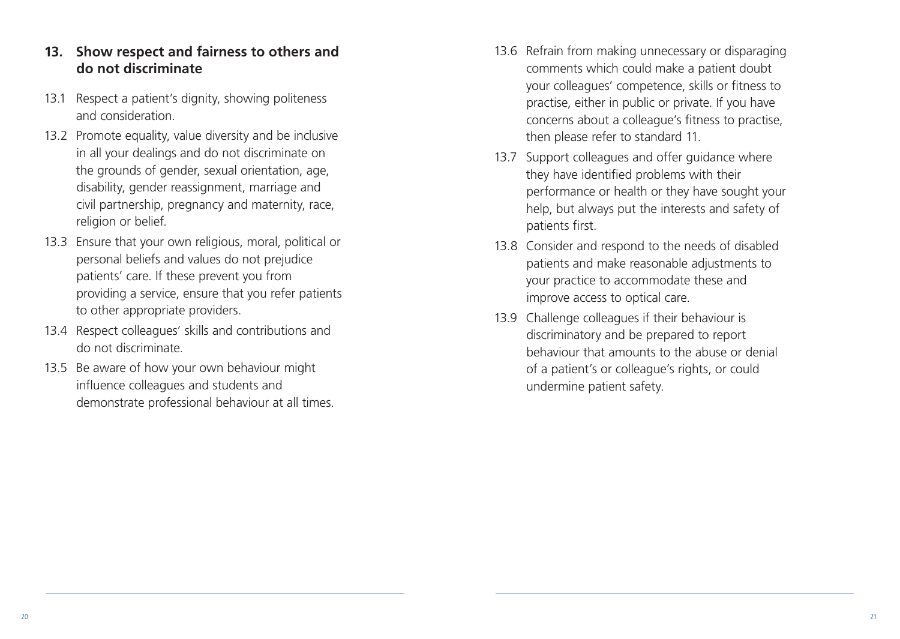## 13. Show respect and fairness to others and do not discriminate

13.1 Respect a patient's dignity, showing politeness and consideration.

13.2 Promote equality, value diversity and be inclusive in all your dealings and do not discriminate on the grounds of gender, sexual orientation, age, disability, gender reassignment, marriage and civil partnership, pregnancy and maternity, race, religion or belief.

13.3 Ensure that your own religious, moral, political or personal beliefs and values do not prejudice patients' care. If these prevent you from providing a service, ensure that you refer patients to other appropriate providers.

13.4 Respect colleagues' skills and contributions and do not discriminate.

13.5 Be aware of how your own behaviour might influence colleagues and students and demonstrate professional behaviour at all times.

13.6 Refrain from making unnecessary or disparaging comments which could make a patient doubt your colleagues' competence, skills or fitness to practise, either in public or private. If you have concerns about a colleague's fitness to practise, then please refer to standard 11.

13.7 Support colleagues and offer guidance where they have identified problems with their performance or health or they have sought your help, but always put the interests and safety of patients first.

13.8 Consider and respond to the needs of disabled patients and make reasonable adjustments to your practice to accommodate these and improve access to optical care.

13.9 Challenge colleagues if their behaviour is discriminatory and be prepared to report behaviour that amounts to the abuse or denial of a patient's or colleague's rights, or could undermine patient safety.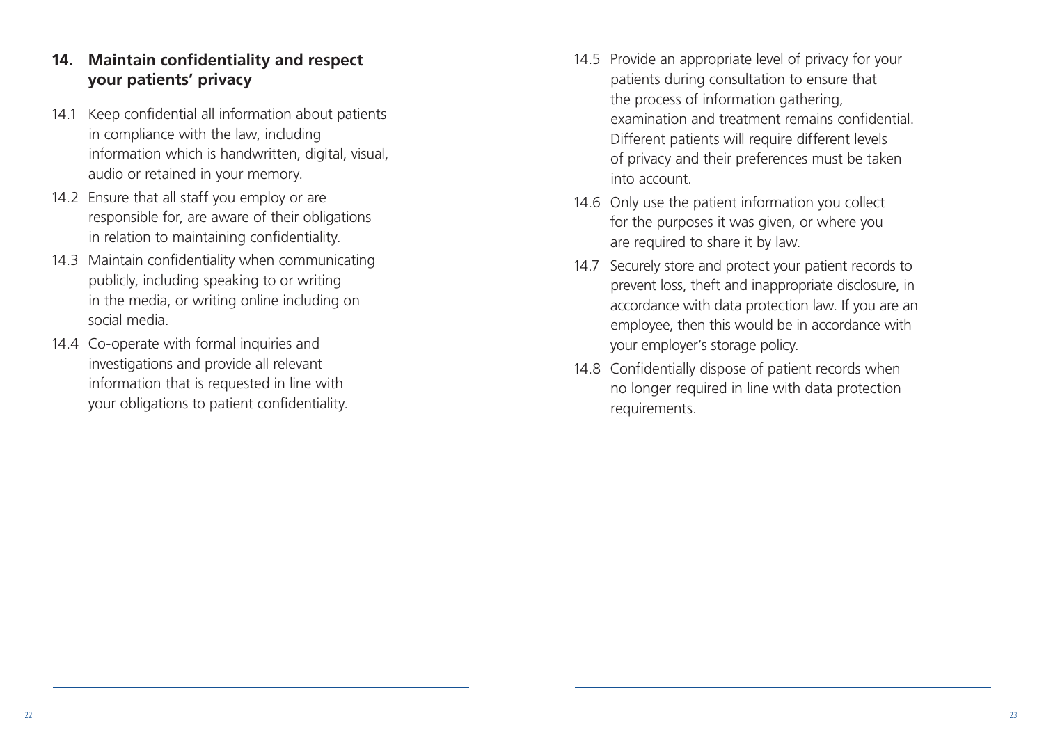## 14. Maintain confidentiality and respect your patients' privacy

14.1 Keep confidential all information about patients in compliance with the law, including information which is handwritten, digital, visual, audio or retained in your memory.

14.2 Ensure that all staff you employ or are responsible for, are aware of their obligations in relation to maintaining confidentiality.

14.3 Maintain confidentiality when communicating publicly, including speaking to or writing in the media, or writing online including on social media.

14.4 Co-operate with formal inquiries and investigations and provide all relevant information that is requested in line with your obligations to patient confidentiality.

14.5 Provide an appropriate level of privacy for your patients during consultation to ensure that the process of information gathering, examination and treatment remains confidential. Different patients will require different levels of privacy and their preferences must be taken into account.

14.6 Only use the patient information you collect for the purposes it was given, or where you are required to share it by law.

14.7 Securely store and protect your patient records to prevent loss, theft and inappropriate disclosure, in accordance with data protection law. If you are an employee, then this would be in accordance with your employer's storage policy.

14.8 Confidentially dispose of patient records when no longer required in line with data protection requirements.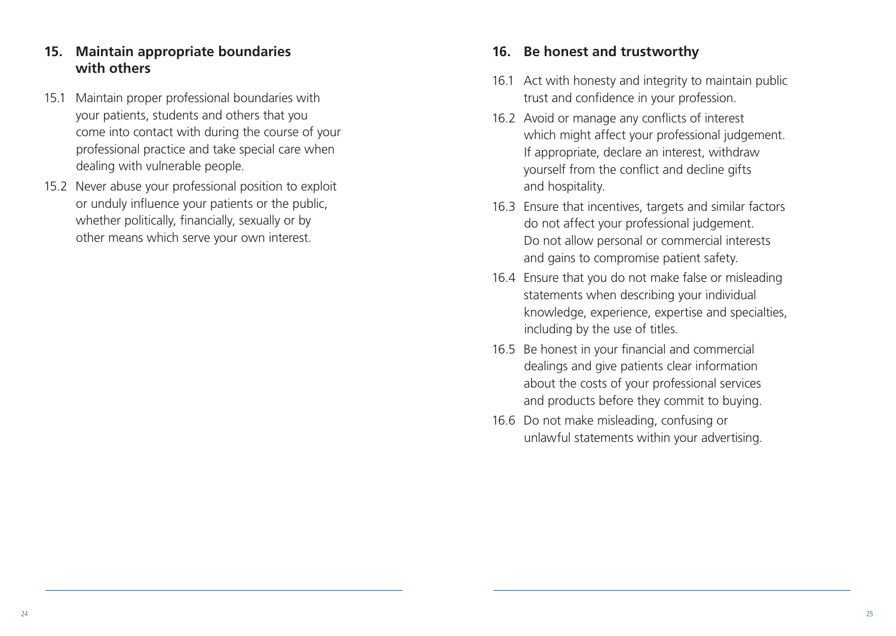## 15. Maintain appropriate boundaries with others

15.1 Maintain proper professional boundaries with your patients, students and others that you come into contact with during the course of your professional practice and take special care when dealing with vulnerable people.

15.2 Never abuse your professional position to exploit or unduly influence your patients or the public, whether politically, financially, sexually or by other means which serve your own interest.

## 16. Be honest and trustworthy

16.1 Act with honesty and integrity to maintain public trust and confidence in your profession.

16.2 Avoid or manage any conflicts of interest which might affect your professional judgement. If appropriate, declare an interest, withdraw yourself from the conflict and decline gifts and hospitality.

16.3 Ensure that incentives, targets and similar factors do not affect your professional judgement. Do not allow personal or commercial interests and gains to compromise patient safety.

16.4 Ensure that you do not make false or misleading statements when describing your individual knowledge, experience, expertise and specialties, including by the use of titles.

16.5 Be honest in your financial and commercial dealings and give patients clear information about the costs of your professional services and products before they commit to buying.

16.6 Do not make misleading, confusing or unlawful statements within your advertising.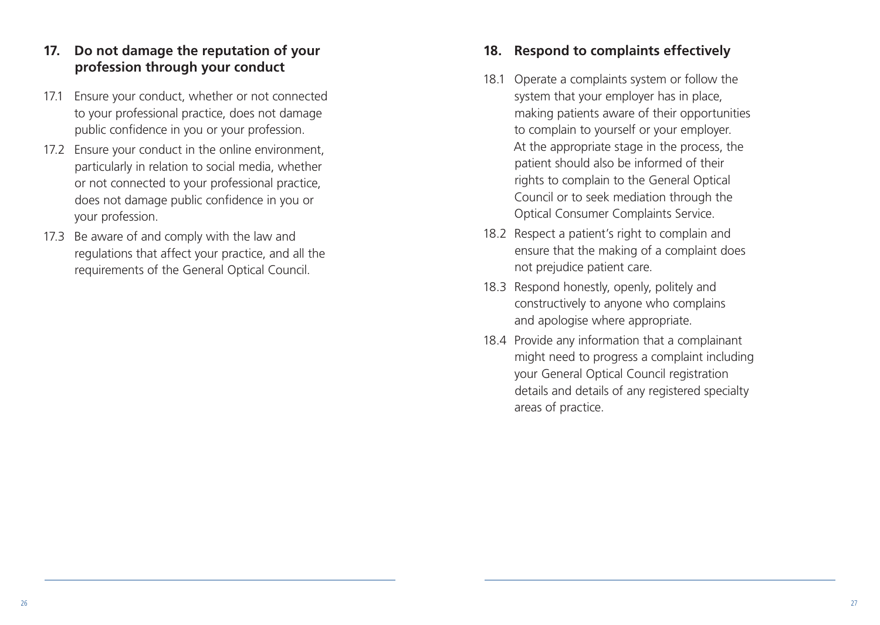## 17. Do not damage the reputation of your profession through your conduct

17.1 Ensure your conduct, whether or not connected to your professional practice, does not damage public confidence in you or your profession.

17.2 Ensure your conduct in the online environment, particularly in relation to social media, whether or not connected to your professional practice, does not damage public confidence in you or your profession.

17.3 Be aware of and comply with the law and regulations that affect your practice, and all the requirements of the General Optical Council.

## 18. Respond to complaints effectively

18.1 Operate a complaints system or follow the system that your employer has in place, making patients aware of their opportunities to complain to yourself or your employer. At the appropriate stage in the process, the patient should also be informed of their rights to complain to the General Optical Council or to seek mediation through the Optical Consumer Complaints Service.

18.2 Respect a patient's right to complain and ensure that the making of a complaint does not prejudice patient care.

18.3 Respond honestly, openly, politely and constructively to anyone who complains and apologise where appropriate.

18.4 Provide any information that a complainant might need to progress a complaint including your General Optical Council registration details and details of any registered specialty areas of practice.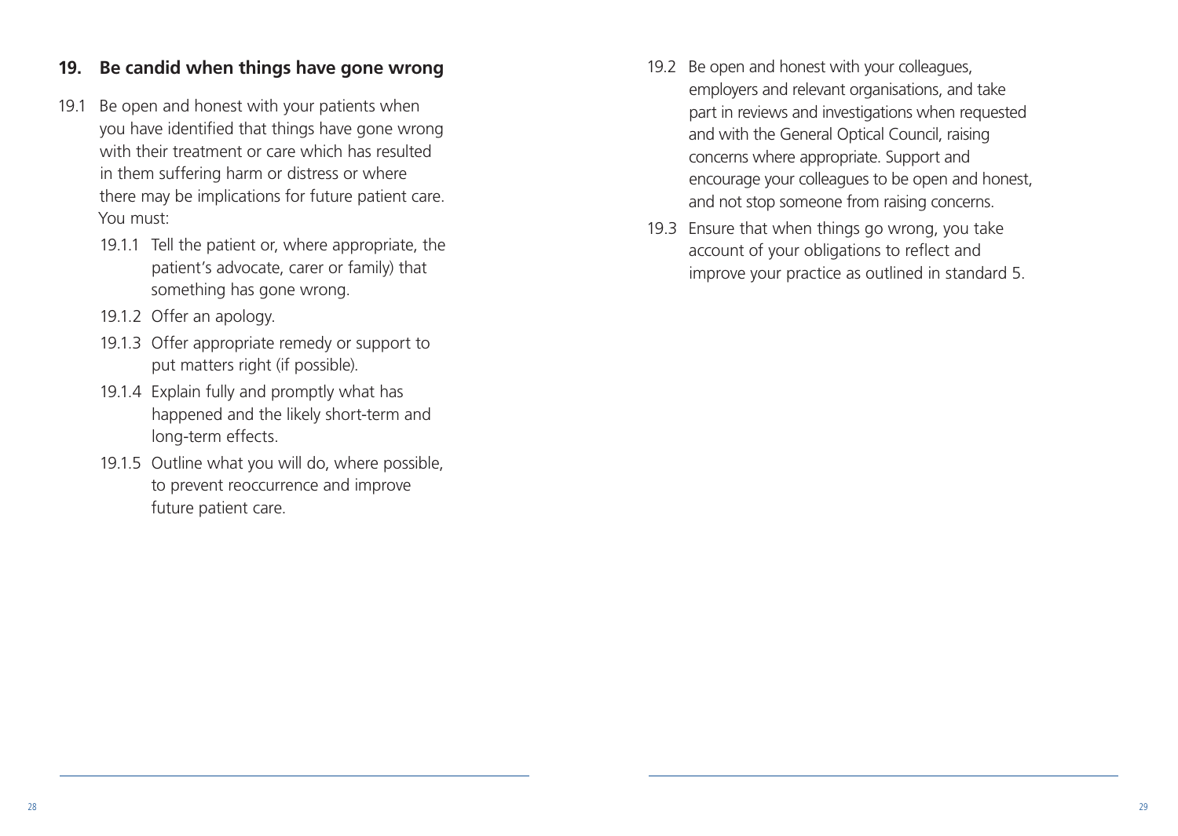## 19. Be candid when things have gone wrong

19.1 Be open and honest with your patients when you have identified that things have gone wrong with their treatment or care which has resulted in them suffering harm or distress or where there may be implications for future patient care. You must:

- 19.1.1 Tell the patient or, where appropriate, the patient's advocate, carer or family) that something has gone wrong.
- 19.1.2 Offer an apology.
- 19.1.3 Offer appropriate remedy or support to put matters right (if possible).
- 19.1.4 Explain fully and promptly what has happened and the likely short-term and long-term effects.
- 19.1.5 Outline what you will do, where possible, to prevent reoccurrence and improve future patient care.

19.2 Be open and honest with your colleagues, employers and relevant organisations, and take part in reviews and investigations when requested and with the General Optical Council, raising concerns where appropriate. Support and encourage your colleagues to be open and honest, and not stop someone from raising concerns.

19.3 Ensure that when things go wrong, you take account of your obligations to reflect and improve your practice as outlined in standard 5.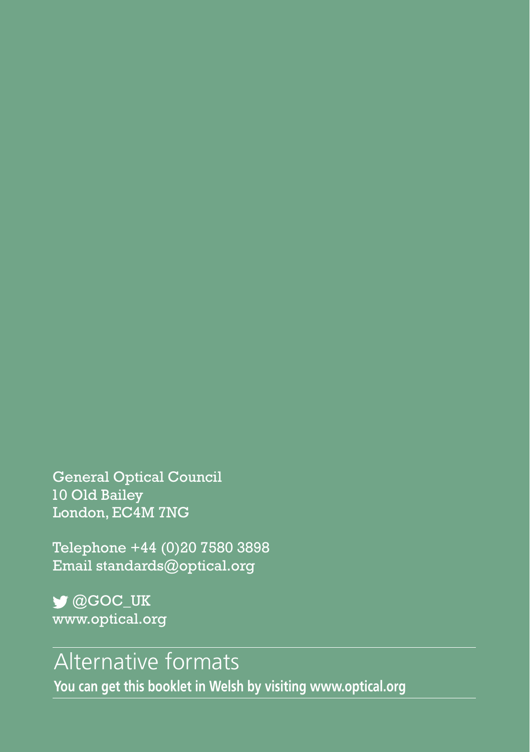General Optical Council
10 Old Bailey
London, EC4M 7NG

Telephone +44 (0)20 7580 3898
Email standards@optical.org

@GOC_UK
www.optical.org

## Alternative formats

**You can get this booklet in Welsh by visiting www.optical.org**